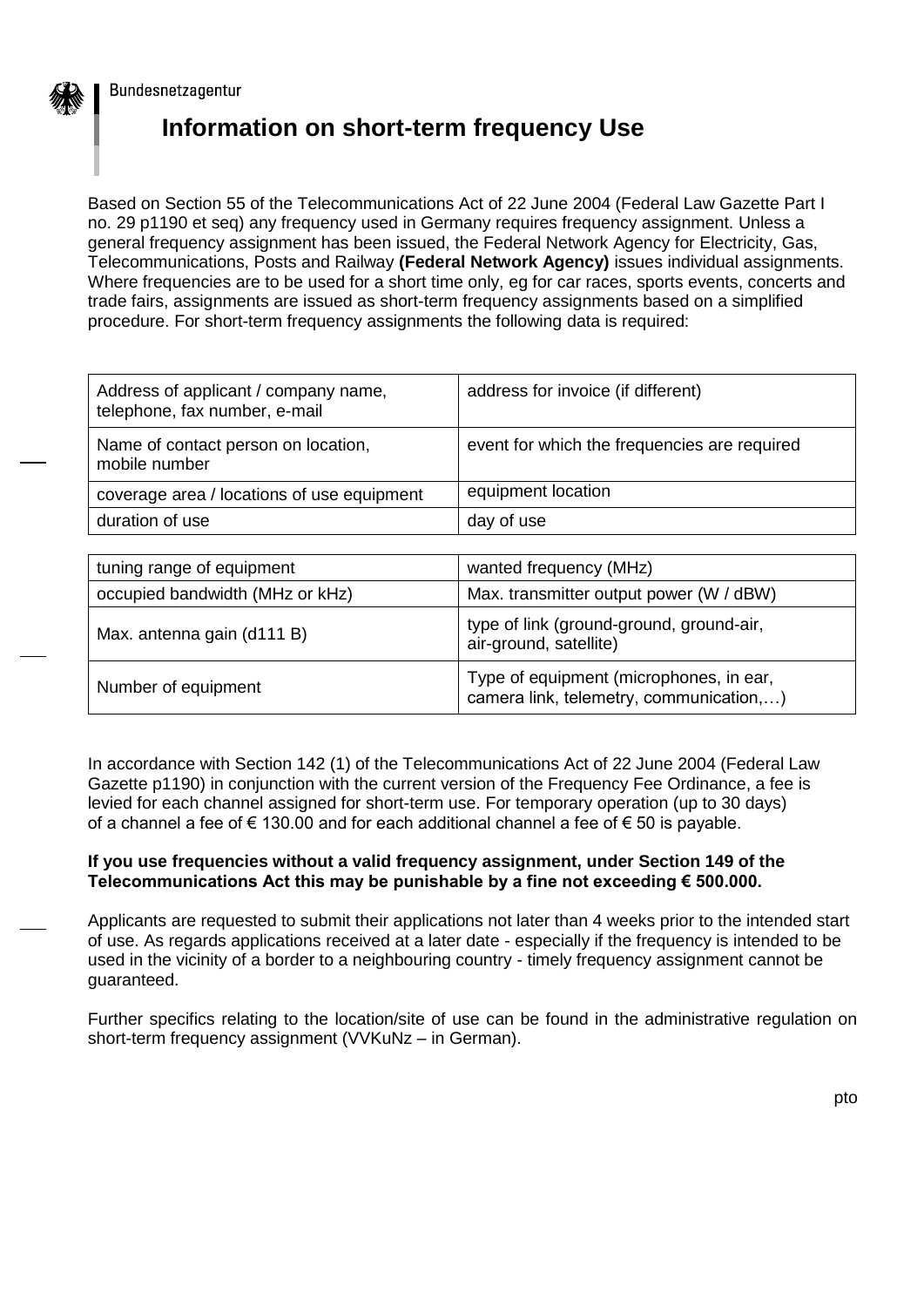Bundesnetzagentur

# Information on short-term frequency Use

Based on Section 55 of the Telecommunications Act of 22 June 2004 (Federal Law Gazette Part I no. 29 p1190 et seq) any frequency used in Germany requires frequency assignment. Unless a general frequency assignment has been issued, the Federal Network Agency for Electricity, Gas, Telecommunications, Posts and Railway **(Federal Network Agency)** issues individual assignments. Where frequencies are to be used for a short time only, eg for car races, sports events, concerts and trade fairs, assignments are issued as short-term frequency assignments based on a simplified procedure. For short-term frequency assignments the following data is required:

| | |
|---|---|
| Address of applicant / company name, telephone, fax number, e-mail | address for invoice (if different) |
| Name of contact person on location, mobile number | event for which the frequencies are required |
| coverage area / locations of use equipment | equipment location |
| duration of use | day of use |

| | |
|---|---|
| tuning range of equipment | wanted frequency (MHz) |
| occupied bandwidth (MHz or kHz) | Max. transmitter output power (W / dBW) |
| Max. antenna gain (d111 B) | type of link (ground-ground, ground-air, air-ground, satellite) |
| Number of equipment | Type of equipment (microphones, in ear, camera link, telemetry, communication,…) |

In accordance with Section 142 (1) of the Telecommunications Act of 22 June 2004 (Federal Law Gazette p1190) in conjunction with the current version of the Frequency Fee Ordinance, a fee is levied for each channel assigned for short-term use. For temporary operation (up to 30 days) of a channel a fee of € 130.00 and for each additional channel a fee of € 50 is payable.

**If you use frequencies without a valid frequency assignment, under Section 149 of the Telecommunications Act this may be punishable by a fine not exceeding € 500.000.**

Applicants are requested to submit their applications not later than 4 weeks prior to the intended start of use. As regards applications received at a later date - especially if the frequency is intended to be used in the vicinity of a border to a neighbouring country - timely frequency assignment cannot be guaranteed.

Further specifics relating to the location/site of use can be found in the administrative regulation on short-term frequency assignment (VVKuNz – in German).

pto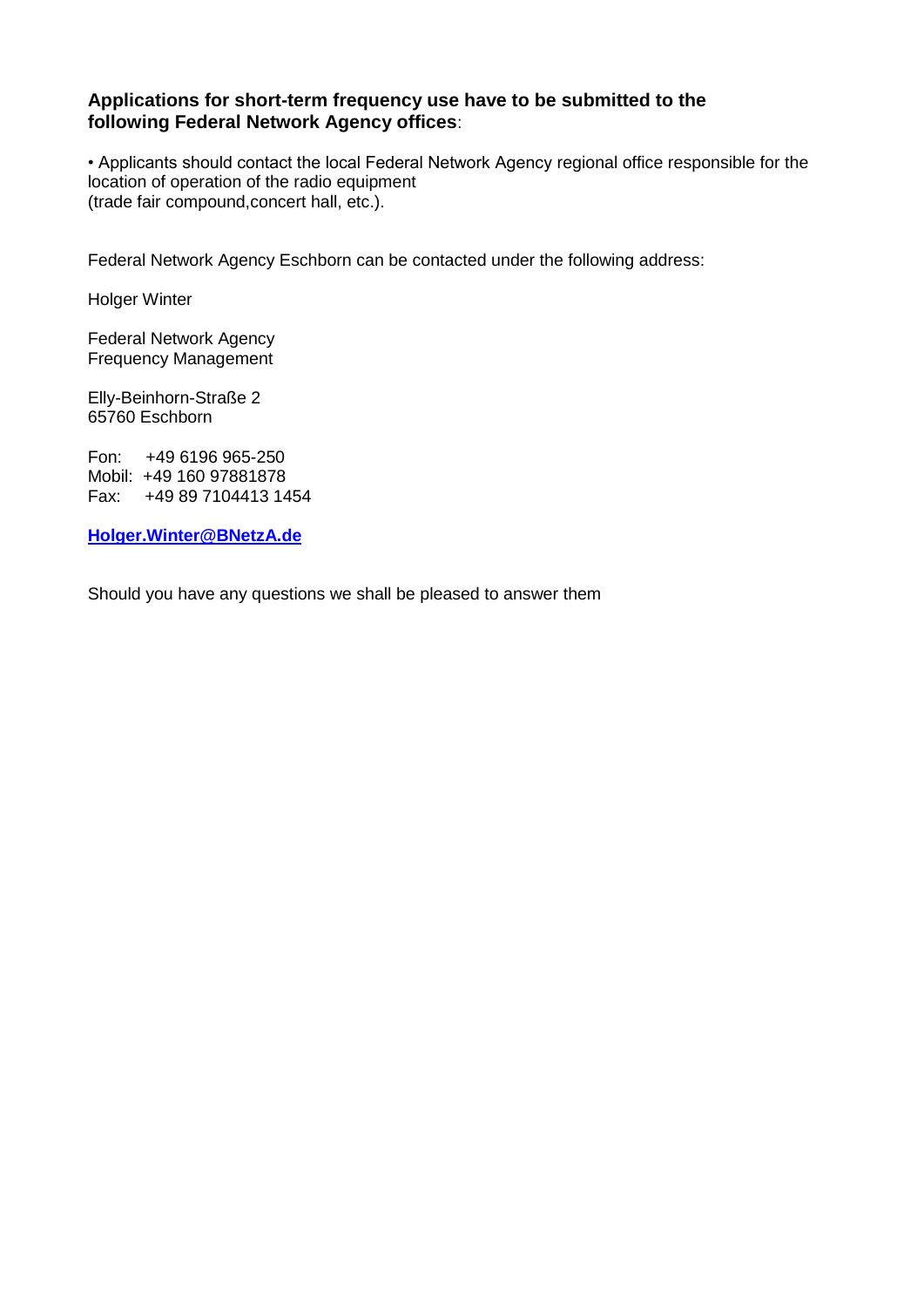**Applications for short-term frequency use have to be submitted to the following Federal Network Agency offices**:

• Applicants should contact the local Federal Network Agency regional office responsible for the location of operation of the radio equipment
(trade fair compound,concert hall, etc.).

Federal Network Agency Eschborn can be contacted under the following address:

Holger Winter

Federal Network Agency
Frequency Management

Elly-Beinhorn-Straße 2
65760 Eschborn

Fon: +49 6196 965-250
Mobil: +49 160 97881878
Fax: +49 89 7104413 1454

**Holger.Winter@BNetzA.de**

Should you have any questions we shall be pleased to answer them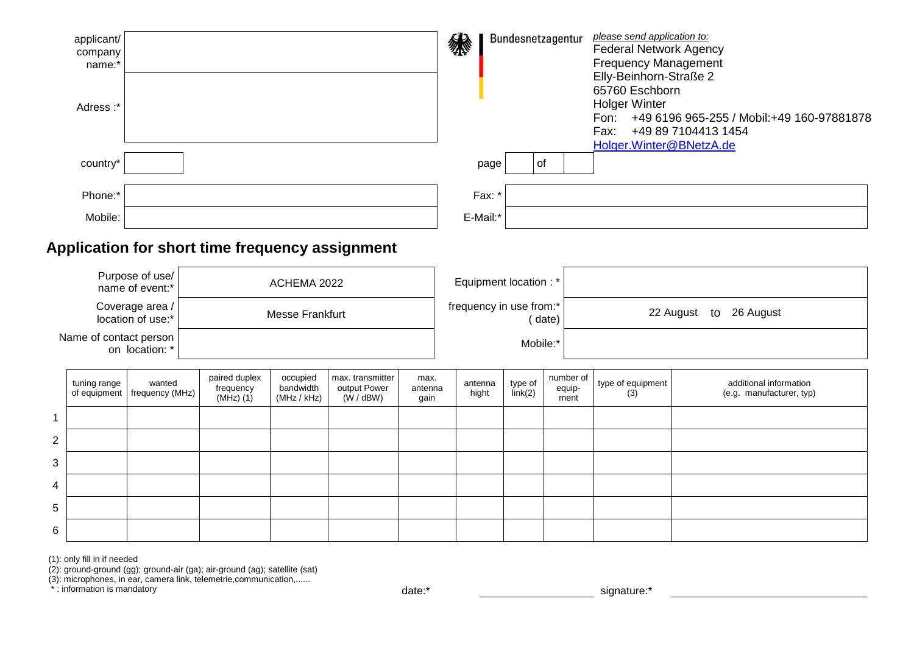| | |
|---|---|
| applicant/ company name:* | |
| Adress :* | |
| country* | |
| Phone:* | |
| Mobile: | |

Bundesnetzagentur

*please send application to:*
Federal Network Agency
Frequency Management
Elly-Beinhorn-Straße 2
65760 Eschborn
Holger Winter
Fon: +49 6196 965-255 / Mobil:+49 160-97881878
Fax: +49 89 7104413 1454
Holger.Winter@BNetzA.de

page | | of | |

| | |
|---|---|
| Fax: * | |
| E-Mail:* | |

## Application for short time frequency assignment

| | | | |
|---|---|---|---|
| Purpose of use/ name of event:* | ACHEMA 2022 | Equipment location : * | |
| Coverage area / location of use:* | Messe Frankfurt | frequency in use from:* ( date) | 22 August to 26 August |
| Name of contact person on location: * | | Mobile:* | |

| | tuning range of equipment | wanted frequency (MHz) | paired duplex frequency (MHz) (1) | occupied bandwidth (MHz / kHz) | max. transmitter output Power (W / dBW) | max. antenna gain | antenna hight | type of link(2) | number of equip-ment | type of equipment (3) | additional information (e.g. manufacturer, typ) |
|---|---|---|---|---|---|---|---|---|---|---|---|
| 1 | | | | | | | | | | | |
| 2 | | | | | | | | | | | |
| 3 | | | | | | | | | | | |
| 4 | | | | | | | | | | | |
| 5 | | | | | | | | | | | |
| 6 | | | | | | | | | | | |

(1): only fill in if needed
(2): ground-ground (gg); ground-air (ga); air-ground (ag); satellite (sat)
(3): microphones, in ear, camera link, telemetrie,communication,......
* : information is mandatory

date:* ____________________ signature:* ________________________________